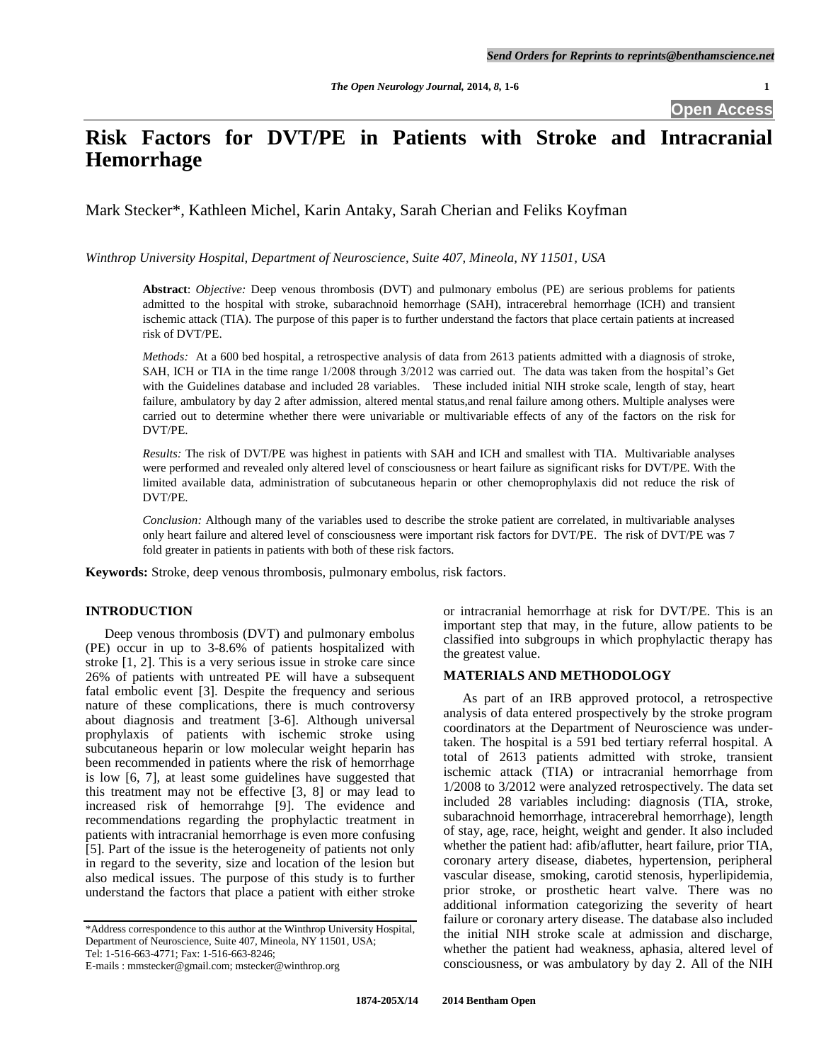# Risk Factors for DVT/PE in Patients with Stroke and Intracranial Hemorrhage

Mark Stecker*, Kathleen Michel, Karin Antaky, Sarah Cherian and Feliks Koyfman

*Winthrop University Hospital, Department of Neuroscience, Suite 407, Mineola, NY 11501, USA*

**Abstract**: *Objective:* Deep venous thrombosis (DVT) and pulmonary embolus (PE) are serious problems for patients admitted to the hospital with stroke, subarachnoid hemorrhage (SAH), intracerebral hemorrhage (ICH) and transient ischemic attack (TIA). The purpose of this paper is to further understand the factors that place certain patients at increased risk of DVT/PE.

*Methods:* At a 600 bed hospital, a retrospective analysis of data from 2613 patients admitted with a diagnosis of stroke, SAH, ICH or TIA in the time range 1/2008 through 3/2012 was carried out. The data was taken from the hospital's Get with the Guidelines database and included 28 variables. These included initial NIH stroke scale, length of stay, heart failure, ambulatory by day 2 after admission, altered mental status,and renal failure among others. Multiple analyses were carried out to determine whether there were univariable or multivariable effects of any of the factors on the risk for DVT/PE.

*Results:* The risk of DVT/PE was highest in patients with SAH and ICH and smallest with TIA. Multivariable analyses were performed and revealed only altered level of consciousness or heart failure as significant risks for DVT/PE. With the limited available data, administration of subcutaneous heparin or other chemoprophylaxis did not reduce the risk of DVT/PE.

*Conclusion:* Although many of the variables used to describe the stroke patient are correlated, in multivariable analyses only heart failure and altered level of consciousness were important risk factors for DVT/PE. The risk of DVT/PE was 7 fold greater in patients in patients with both of these risk factors.

**Keywords:** Stroke, deep venous thrombosis, pulmonary embolus, risk factors.

## INTRODUCTION

Deep venous thrombosis (DVT) and pulmonary embolus (PE) occur in up to 3-8.6% of patients hospitalized with stroke [1, 2]. This is a very serious issue in stroke care since 26% of patients with untreated PE will have a subsequent fatal embolic event [3]. Despite the frequency and serious nature of these complications, there is much controversy about diagnosis and treatment [3-6]. Although universal prophylaxis of patients with ischemic stroke using subcutaneous heparin or low molecular weight heparin has been recommended in patients where the risk of hemorrhage is low [6, 7], at least some guidelines have suggested that this treatment may not be effective [3, 8] or may lead to increased risk of hemorrahge [9]. The evidence and recommendations regarding the prophylactic treatment in patients with intracranial hemorrhage is even more confusing [5]. Part of the issue is the heterogeneity of patients not only in regard to the severity, size and location of the lesion but also medical issues. The purpose of this study is to further understand the factors that place a patient with either stroke or intracranial hemorrhage at risk for DVT/PE. This is an important step that may, in the future, allow patients to be classified into subgroups in which prophylactic therapy has the greatest value.

## MATERIALS AND METHODOLOGY

As part of an IRB approved protocol, a retrospective analysis of data entered prospectively by the stroke program coordinators at the Department of Neuroscience was undertaken. The hospital is a 591 bed tertiary referral hospital. A total of 2613 patients admitted with stroke, transient ischemic attack (TIA) or intracranial hemorrhage from 1/2008 to 3/2012 were analyzed retrospectively. The data set included 28 variables including: diagnosis (TIA, stroke, subarachnoid hemorrhage, intracerebral hemorrhage), length of stay, age, race, height, weight and gender. It also included whether the patient had: afib/aflutter, heart failure, prior TIA, coronary artery disease, diabetes, hypertension, peripheral vascular disease, smoking, carotid stenosis, hyperlipidemia, prior stroke, or prosthetic heart valve. There was no additional information categorizing the severity of heart failure or coronary artery disease. The database also included the initial NIH stroke scale at admission and discharge, whether the patient had weakness, aphasia, altered level of consciousness, or was ambulatory by day 2. All of the NIH

---

*Address correspondence to this author at the Winthrop University Hospital, Department of Neuroscience, Suite 407, Mineola, NY 11501, USA; Tel: 1-516-663-4771; Fax: 1-516-663-8246; E-mails : mmstecker@gmail.com; mstecker@winthrop.org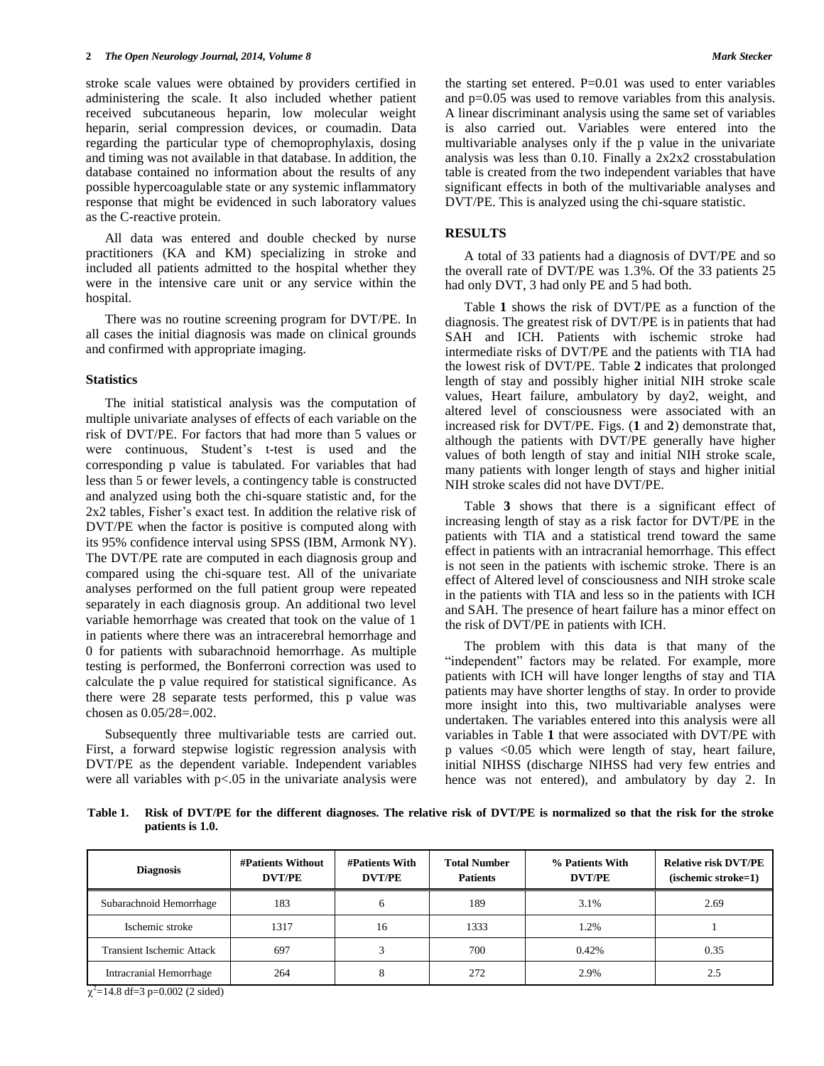stroke scale values were obtained by providers certified in administering the scale. It also included whether patient received subcutaneous heparin, low molecular weight heparin, serial compression devices, or coumadin. Data regarding the particular type of chemoprophylaxis, dosing and timing was not available in that database. In addition, the database contained no information about the results of any possible hypercoagulable state or any systemic inflammatory response that might be evidenced in such laboratory values as the C-reactive protein.

All data was entered and double checked by nurse practitioners (KA and KM) specializing in stroke and included all patients admitted to the hospital whether they were in the intensive care unit or any service within the hospital.

There was no routine screening program for DVT/PE. In all cases the initial diagnosis was made on clinical grounds and confirmed with appropriate imaging.

### Statistics

The initial statistical analysis was the computation of multiple univariate analyses of effects of each variable on the risk of DVT/PE. For factors that had more than 5 values or were continuous, Student's t-test is used and the corresponding p value is tabulated. For variables that had less than 5 or fewer levels, a contingency table is constructed and analyzed using both the chi-square statistic and, for the 2x2 tables, Fisher's exact test. In addition the relative risk of DVT/PE when the factor is positive is computed along with its 95% confidence interval using SPSS (IBM, Armonk NY). The DVT/PE rate are computed in each diagnosis group and compared using the chi-square test. All of the univariate analyses performed on the full patient group were repeated separately in each diagnosis group. An additional two level variable hemorrhage was created that took on the value of 1 in patients where there was an intracerebral hemorrhage and 0 for patients with subarachnoid hemorrhage. As multiple testing is performed, the Bonferroni correction was used to calculate the p value required for statistical significance. As there were 28 separate tests performed, this p value was chosen as 0.05/28=.002.

Subsequently three multivariable tests are carried out. First, a forward stepwise logistic regression analysis with DVT/PE as the dependent variable. Independent variables were all variables with p<.05 in the univariate analysis were the starting set entered. P=0.01 was used to enter variables and p=0.05 was used to remove variables from this analysis. A linear discriminant analysis using the same set of variables is also carried out. Variables were entered into the multivariable analyses only if the p value in the univariate analysis was less than 0.10. Finally a 2x2x2 crosstabulation table is created from the two independent variables that have significant effects in both of the multivariable analyses and DVT/PE. This is analyzed using the chi-square statistic.

## RESULTS

A total of 33 patients had a diagnosis of DVT/PE and so the overall rate of DVT/PE was 1.3%. Of the 33 patients 25 had only DVT, 3 had only PE and 5 had both.

Table **1** shows the risk of DVT/PE as a function of the diagnosis. The greatest risk of DVT/PE is in patients that had SAH and ICH. Patients with ischemic stroke had intermediate risks of DVT/PE and the patients with TIA had the lowest risk of DVT/PE. Table **2** indicates that prolonged length of stay and possibly higher initial NIH stroke scale values, Heart failure, ambulatory by day2, weight, and altered level of consciousness were associated with an increased risk for DVT/PE. Figs. (**1** and **2**) demonstrate that, although the patients with DVT/PE generally have higher values of both length of stay and initial NIH stroke scale, many patients with longer length of stays and higher initial NIH stroke scales did not have DVT/PE.

Table **3** shows that there is a significant effect of increasing length of stay as a risk factor for DVT/PE in the patients with TIA and a statistical trend toward the same effect in patients with an intracranial hemorrhage. This effect is not seen in the patients with ischemic stroke. There is an effect of Altered level of consciousness and NIH stroke scale in the patients with TIA and less so in the patients with ICH and SAH. The presence of heart failure has a minor effect on the risk of DVT/PE in patients with ICH.

The problem with this data is that many of the "independent" factors may be related. For example, more patients with ICH will have longer lengths of stay and TIA patients may have shorter lengths of stay. In order to provide more insight into this, two multivariable analyses were undertaken. The variables entered into this analysis were all variables in Table **1** that were associated with DVT/PE with p values <0.05 which were length of stay, heart failure, initial NIHSS (discharge NIHSS had very few entries and hence was not entered), and ambulatory by day 2. In

**Table 1. Risk of DVT/PE for the different diagnoses. The relative risk of DVT/PE is normalized so that the risk for the stroke patients is 1.0.**

| Diagnosis | #Patients Without DVT/PE | #Patients With DVT/PE | Total Number Patients | % Patients With DVT/PE | Relative risk DVT/PE (ischemic stroke=1) |
|---|---|---|---|---|---|
| Subarachnoid Hemorrhage | 183 | 6 | 189 | 3.1% | 2.69 |
| Ischemic stroke | 1317 | 16 | 1333 | 1.2% | 1 |
| Transient Ischemic Attack | 697 | 3 | 700 | 0.42% | 0.35 |
| Intracranial Hemorrhage | 264 | 8 | 272 | 2.9% | 2.5 |

$\chi^2$=14.8 df=3 p=0.002 (2 sided)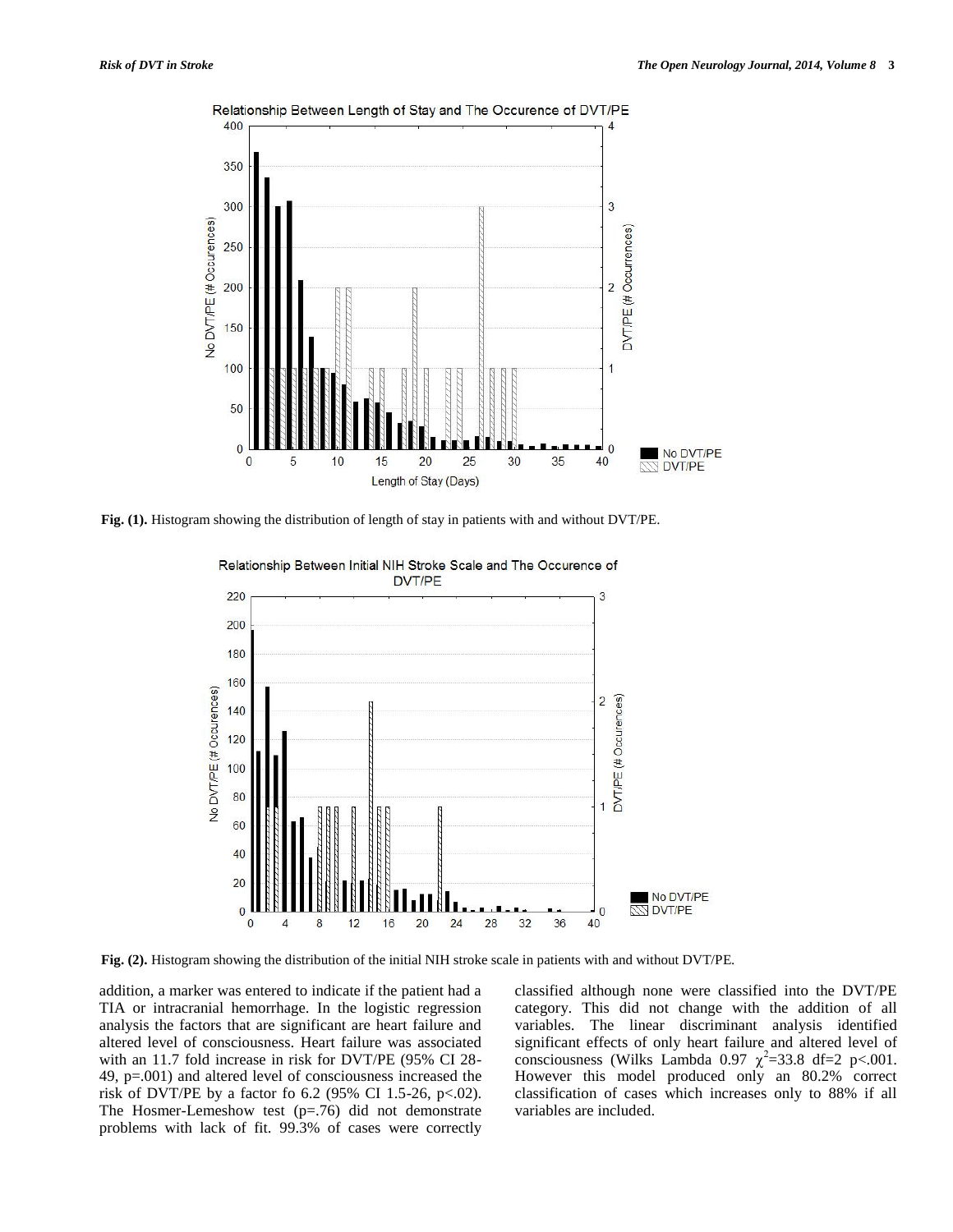Fig. (1). Histogram showing the distribution of length of stay in patients with and without DVT/PE.

Fig. (2). Histogram showing the distribution of the initial NIH stroke scale in patients with and without DVT/PE.

addition, a marker was entered to indicate if the patient had a TIA or intracranial hemorrhage. In the logistic regression analysis the factors that are significant are heart failure and altered level of consciousness. Heart failure was associated with an 11.7 fold increase in risk for DVT/PE (95% CI 28-49, p=.001) and altered level of consciousness increased the risk of DVT/PE by a factor fo 6.2 (95% CI 1.5-26, p<.02). The Hosmer-Lemeshow test (p=.76) did not demonstrate problems with lack of fit. 99.3% of cases were correctly classified although none were classified into the DVT/PE category. This did not change with the addition of all variables. The linear discriminant analysis identified significant effects of only heart failure and altered level of consciousness (Wilks Lambda 0.97 $\chi^2$=33.8 df=2 p<.001. However this model produced only an 80.2% correct classification of cases which increases only to 88% if all variables are included.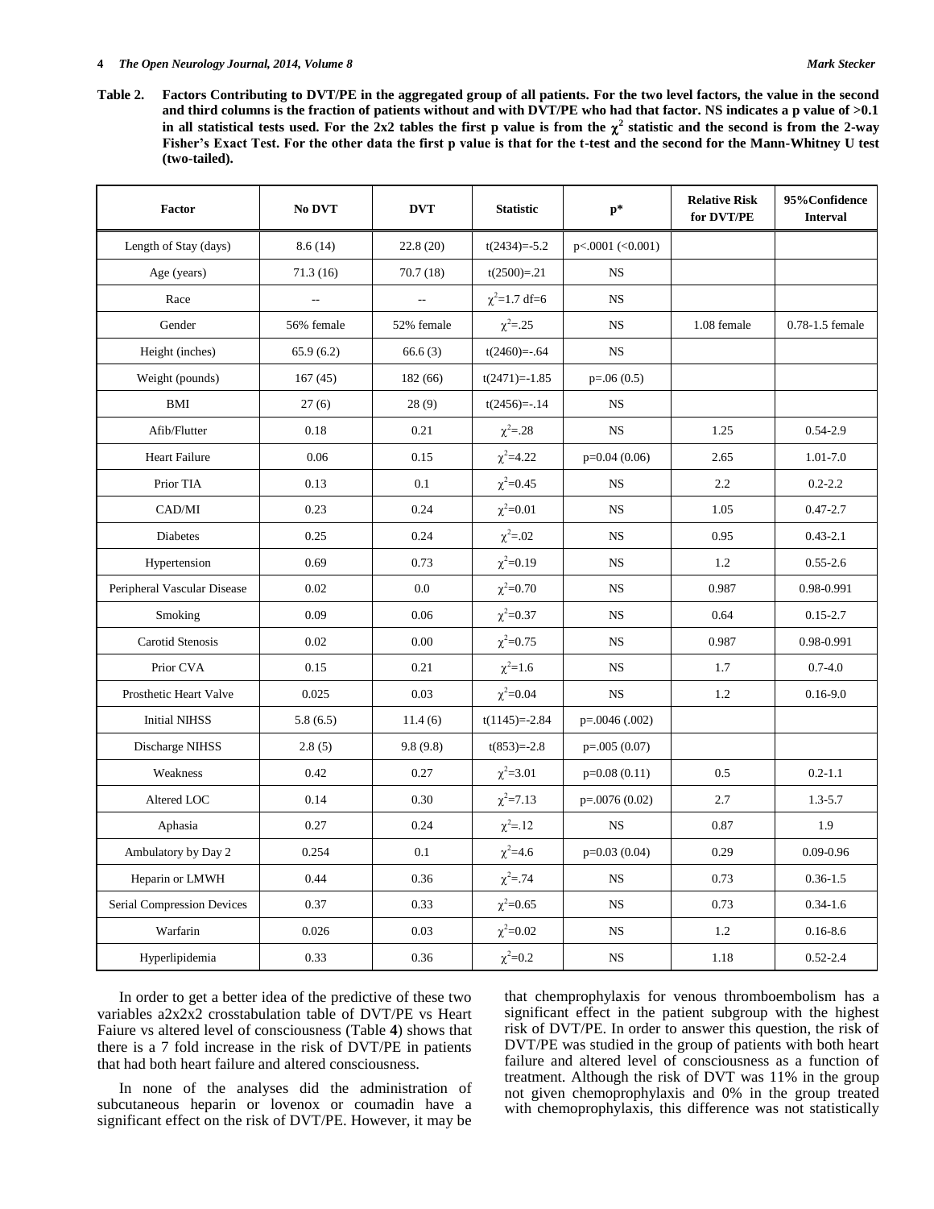**Table 2. Factors Contributing to DVT/PE in the aggregated group of all patients. For the two level factors, the value in the second and third columns is the fraction of patients without and with DVT/PE who had that factor. NS indicates a p value of >0.1 in all statistical tests used. For the 2x2 tables the first p value is from the $\chi^2$ statistic and the second is from the 2-way Fisher's Exact Test. For the other data the first p value is that for the t-test and the second for the Mann-Whitney U test (two-tailed).**

| Factor | No DVT | DVT | Statistic | p* | Relative Risk for DVT/PE | 95%Confidence Interval |
|---|---|---|---|---|---|---|
| Length of Stay (days) | 8.6 (14) | 22.8 (20) | t(2434)=-5.2 | p<.0001 (<0.001) | | |
| Age (years) | 71.3 (16) | 70.7 (18) | t(2500)=.21 | NS | | |
| Race | -- | -- | $\chi^2$=1.7 df=6 | NS | | |
| Gender | 56% female | 52% female | $\chi^2$=.25 | NS | 1.08 female | 0.78-1.5 female |
| Height (inches) | 65.9 (6.2) | 66.6 (3) | t(2460)=-.64 | NS | | |
| Weight (pounds) | 167 (45) | 182 (66) | t(2471)=-1.85 | p=.06 (0.5) | | |
| BMI | 27 (6) | 28 (9) | t(2456)=-.14 | NS | | |
| Afib/Flutter | 0.18 | 0.21 | $\chi^2$=.28 | NS | 1.25 | 0.54-2.9 |
| Heart Failure | 0.06 | 0.15 | $\chi^2$=4.22 | p=0.04 (0.06) | 2.65 | 1.01-7.0 |
| Prior TIA | 0.13 | 0.1 | $\chi^2$=0.45 | NS | 2.2 | 0.2-2.2 |
| CAD/MI | 0.23 | 0.24 | $\chi^2$=0.01 | NS | 1.05 | 0.47-2.7 |
| Diabetes | 0.25 | 0.24 | $\chi^2$=.02 | NS | 0.95 | 0.43-2.1 |
| Hypertension | 0.69 | 0.73 | $\chi^2$=0.19 | NS | 1.2 | 0.55-2.6 |
| Peripheral Vascular Disease | 0.02 | 0.0 | $\chi^2$=0.70 | NS | 0.987 | 0.98-0.991 |
| Smoking | 0.09 | 0.06 | $\chi^2$=0.37 | NS | 0.64 | 0.15-2.7 |
| Carotid Stenosis | 0.02 | 0.00 | $\chi^2$=0.75 | NS | 0.987 | 0.98-0.991 |
| Prior CVA | 0.15 | 0.21 | $\chi^2$=1.6 | NS | 1.7 | 0.7-4.0 |
| Prosthetic Heart Valve | 0.025 | 0.03 | $\chi^2$=0.04 | NS | 1.2 | 0.16-9.0 |
| Initial NIHSS | 5.8 (6.5) | 11.4 (6) | t(1145)=-2.84 | p=.0046 (.002) | | |
| Discharge NIHSS | 2.8 (5) | 9.8 (9.8) | t(853)=-2.8 | p=.005 (0.07) | | |
| Weakness | 0.42 | 0.27 | $\chi^2$=3.01 | p=0.08 (0.11) | 0.5 | 0.2-1.1 |
| Altered LOC | 0.14 | 0.30 | $\chi^2$=7.13 | p=.0076 (0.02) | 2.7 | 1.3-5.7 |
| Aphasia | 0.27 | 0.24 | $\chi^2$=.12 | NS | 0.87 | 1.9 |
| Ambulatory by Day 2 | 0.254 | 0.1 | $\chi^2$=4.6 | p=0.03 (0.04) | 0.29 | 0.09-0.96 |
| Heparin or LMWH | 0.44 | 0.36 | $\chi^2$=.74 | NS | 0.73 | 0.36-1.5 |
| Serial Compression Devices | 0.37 | 0.33 | $\chi^2$=0.65 | NS | 0.73 | 0.34-1.6 |
| Warfarin | 0.026 | 0.03 | $\chi^2$=0.02 | NS | 1.2 | 0.16-8.6 |
| Hyperlipidemia | 0.33 | 0.36 | $\chi^2$=0.2 | NS | 1.18 | 0.52-2.4 |

In order to get a better idea of the predictive of these two variables a2x2x2 crosstabulation table of DVT/PE vs Heart Faiure vs altered level of consciousness (Table **4**) shows that there is a 7 fold increase in the risk of DVT/PE in patients that had both heart failure and altered consciousness.

In none of the analyses did the administration of subcutaneous heparin or lovenox or coumadin have a significant effect on the risk of DVT/PE. However, it may be that chemprophylaxis for venous thromboembolism has a significant effect in the patient subgroup with the highest risk of DVT/PE. In order to answer this question, the risk of DVT/PE was studied in the group of patients with both heart failure and altered level of consciousness as a function of treatment. Although the risk of DVT was 11% in the group not given chemoprophylaxis and 0% in the group treated with chemoprophylaxis, this difference was not statistically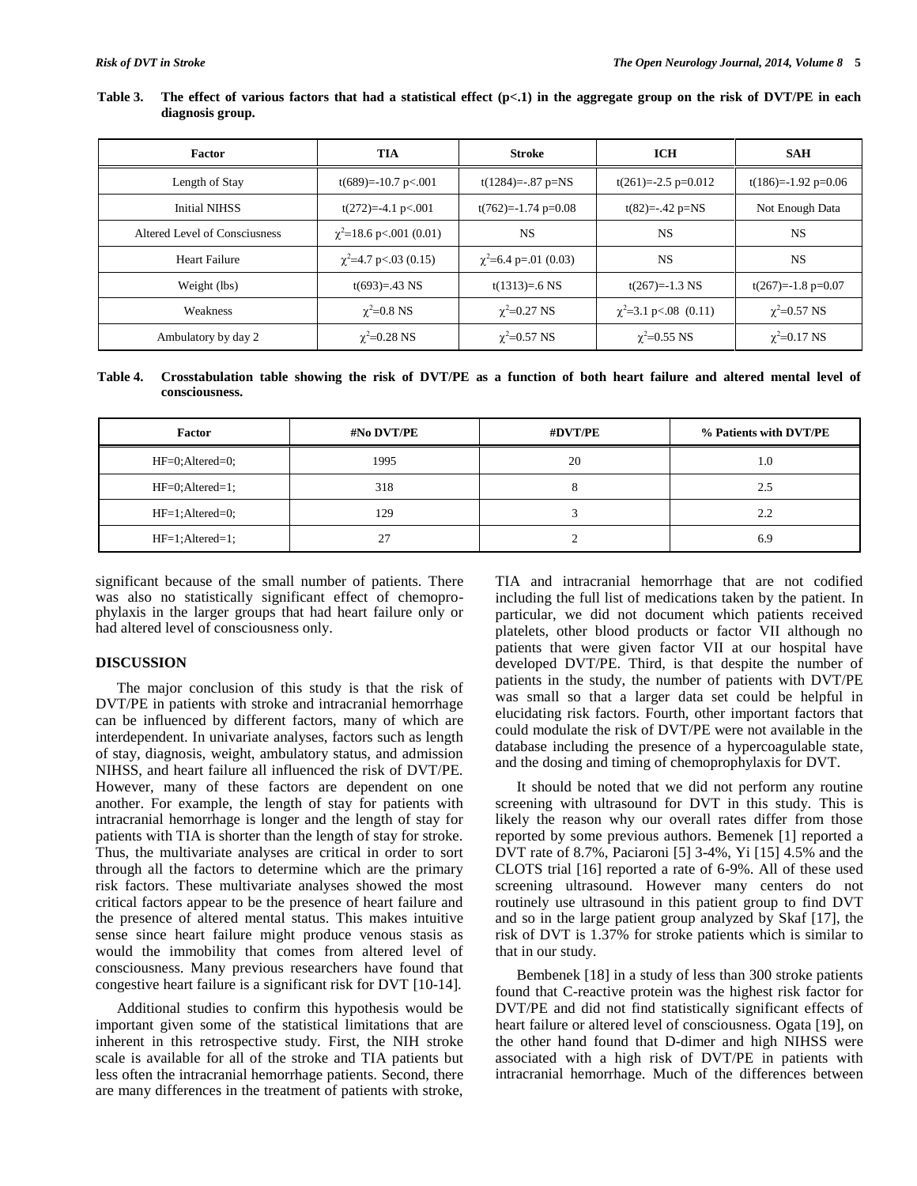**Table 3. The effect of various factors that had a statistical effect (p<.1) in the aggregate group on the risk of DVT/PE in each diagnosis group.**

| Factor | TIA | Stroke | ICH | SAH |
|---|---|---|---|---|
| Length of Stay | t(689)=-10.7 p<.001 | t(1284)=-.87 p=NS | t(261)=-2.5 p=0.012 | t(186)=-1.92 p=0.06 |
| Initial NIHSS | t(272)=-4.1 p<.001 | t(762)=-1.74 p=0.08 | t(82)=-.42 p=NS | Not Enough Data |
| Altered Level of Consciusness | $\chi^2$=18.6 p<.001 (0.01) | NS | NS | NS |
| Heart Failure | $\chi^2$=4.7 p<.03 (0.15) | $\chi^2$=6.4 p=.01 (0.03) | NS | NS |
| Weight (lbs) | t(693)=.43 NS | t(1313)=.6 NS | t(267)=-1.3 NS | t(267)=-1.8 p=0.07 |
| Weakness | $\chi^2$=0.8 NS | $\chi^2$=0.27 NS | $\chi^2$=3.1 p<.08 (0.11) | $\chi^2$=0.57 NS |
| Ambulatory by day 2 | $\chi^2$=0.28 NS | $\chi^2$=0.57 NS | $\chi^2$=0.55 NS | $\chi^2$=0.17 NS |

**Table 4. Crosstabulation table showing the risk of DVT/PE as a function of both heart failure and altered mental level of consciousness.**

| Factor | #No DVT/PE | #DVT/PE | % Patients with DVT/PE |
|---|---|---|---|
| HF=0;Altered=0; | 1995 | 20 | 1.0 |
| HF=0;Altered=1; | 318 | 8 | 2.5 |
| HF=1;Altered=0; | 129 | 3 | 2.2 |
| HF=1;Altered=1; | 27 | 2 | 6.9 |

significant because of the small number of patients. There was also no statistically significant effect of chemoprophylaxis in the larger groups that had heart failure only or had altered level of consciousness only.

## DISCUSSION

The major conclusion of this study is that the risk of DVT/PE in patients with stroke and intracranial hemorrhage can be influenced by different factors, many of which are interdependent. In univariate analyses, factors such as length of stay, diagnosis, weight, ambulatory status, and admission NIHSS, and heart failure all influenced the risk of DVT/PE. However, many of these factors are dependent on one another. For example, the length of stay for patients with intracranial hemorrhage is longer and the length of stay for patients with TIA is shorter than the length of stay for stroke. Thus, the multivariate analyses are critical in order to sort through all the factors to determine which are the primary risk factors. These multivariate analyses showed the most critical factors appear to be the presence of heart failure and the presence of altered mental status. This makes intuitive sense since heart failure might produce venous stasis as would the immobility that comes from altered level of consciousness. Many previous researchers have found that congestive heart failure is a significant risk for DVT [10-14].

Additional studies to confirm this hypothesis would be important given some of the statistical limitations that are inherent in this retrospective study. First, the NIH stroke scale is available for all of the stroke and TIA patients but less often the intracranial hemorrhage patients. Second, there are many differences in the treatment of patients with stroke, TIA and intracranial hemorrhage that are not codified including the full list of medications taken by the patient. In particular, we did not document which patients received platelets, other blood products or factor VII although no patients that were given factor VII at our hospital have developed DVT/PE. Third, is that despite the number of patients in the study, the number of patients with DVT/PE was small so that a larger data set could be helpful in elucidating risk factors. Fourth, other important factors that could modulate the risk of DVT/PE were not available in the database including the presence of a hypercoagulable state, and the dosing and timing of chemoprophylaxis for DVT.

It should be noted that we did not perform any routine screening with ultrasound for DVT in this study. This is likely the reason why our overall rates differ from those reported by some previous authors. Bemenek [1] reported a DVT rate of 8.7%, Paciaroni [5] 3-4%, Yi [15] 4.5% and the CLOTS trial [16] reported a rate of 6-9%. All of these used screening ultrasound. However many centers do not routinely use ultrasound in this patient group to find DVT and so in the large patient group analyzed by Skaf [17], the risk of DVT is 1.37% for stroke patients which is similar to that in our study.

Bembenek [18] in a study of less than 300 stroke patients found that C-reactive protein was the highest risk factor for DVT/PE and did not find statistically significant effects of heart failure or altered level of consciousness. Ogata [19], on the other hand found that D-dimer and high NIHSS were associated with a high risk of DVT/PE in patients with intracranial hemorrhage. Much of the differences between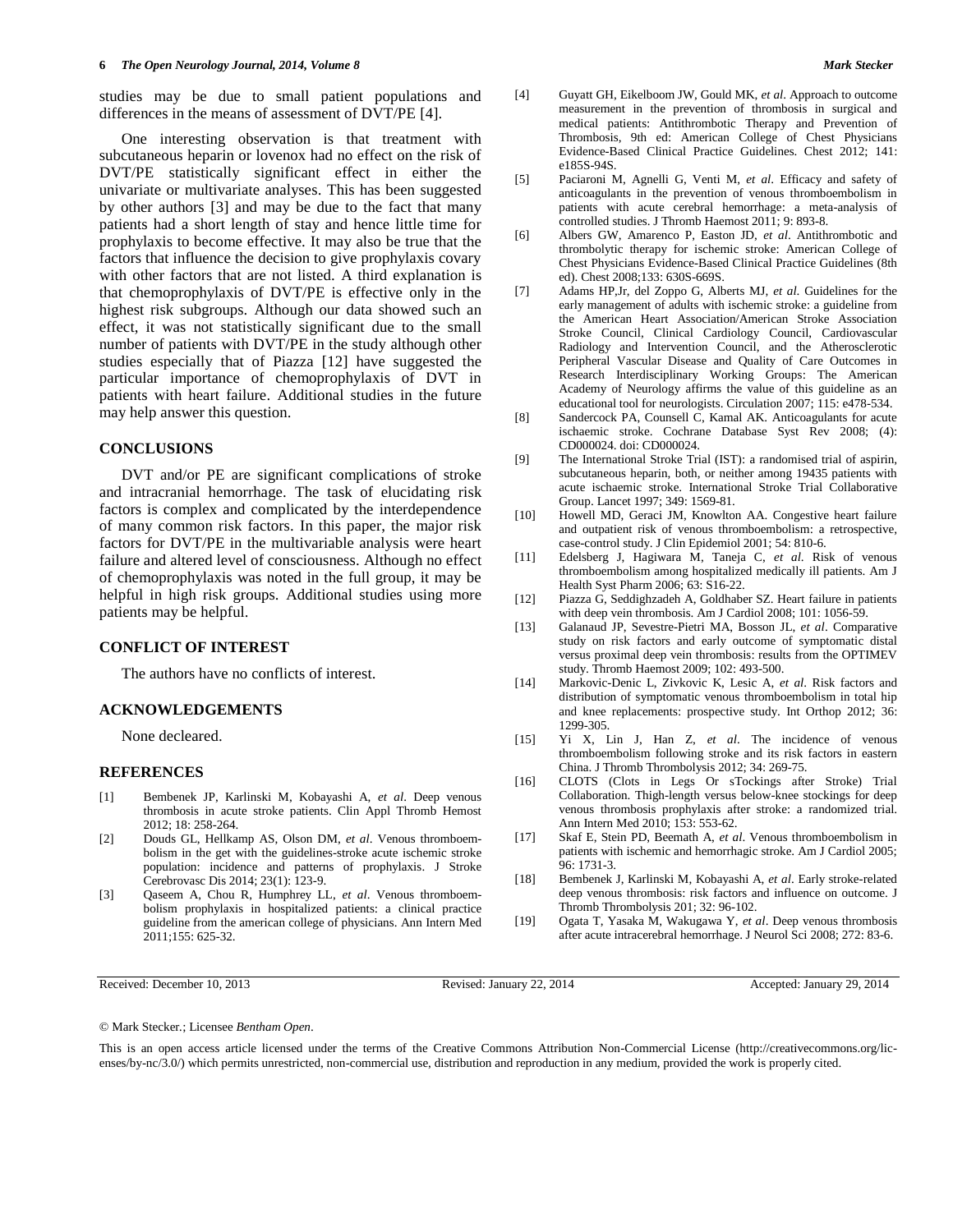studies may be due to small patient populations and differences in the means of assessment of DVT/PE [4].

One interesting observation is that treatment with subcutaneous heparin or lovenox had no effect on the risk of DVT/PE statistically significant effect in either the univariate or multivariate analyses. This has been suggested by other authors [3] and may be due to the fact that many patients had a short length of stay and hence little time for prophylaxis to become effective. It may also be true that the factors that influence the decision to give prophylaxis covary with other factors that are not listed. A third explanation is that chemoprophylaxis of DVT/PE is effective only in the highest risk subgroups. Although our data showed such an effect, it was not statistically significant due to the small number of patients with DVT/PE in the study although other studies especially that of Piazza [12] have suggested the particular importance of chemoprophylaxis of DVT in patients with heart failure. Additional studies in the future may help answer this question.

## CONCLUSIONS

DVT and/or PE are significant complications of stroke and intracranial hemorrhage. The task of elucidating risk factors is complex and complicated by the interdependence of many common risk factors. In this paper, the major risk factors for DVT/PE in the multivariable analysis were heart failure and altered level of consciousness. Although no effect of chemoprophylaxis was noted in the full group, it may be helpful in high risk groups. Additional studies using more patients may be helpful.

## CONFLICT OF INTEREST

The authors have no conflicts of interest.

## ACKNOWLEDGEMENTS

None decleared.

## REFERENCES

[1] Bembenek JP, Karlinski M, Kobayashi A, *et al*. Deep venous thrombosis in acute stroke patients. Clin Appl Thromb Hemost 2012; 18: 258-264.

[2] Douds GL, Hellkamp AS, Olson DM, *et al*. Venous thromboembolism in the get with the guidelines-stroke acute ischemic stroke population: incidence and patterns of prophylaxis. J Stroke Cerebrovasc Dis 2014; 23(1): 123-9.

[3] Qaseem A, Chou R, Humphrey LL, *et al*. Venous thromboembolism prophylaxis in hospitalized patients: a clinical practice guideline from the american college of physicians. Ann Intern Med 2011;155: 625-32.

[4] Guyatt GH, Eikelboom JW, Gould MK, *et al*. Approach to outcome measurement in the prevention of thrombosis in surgical and medical patients: Antithrombotic Therapy and Prevention of Thrombosis, 9th ed: American College of Chest Physicians Evidence-Based Clinical Practice Guidelines. Chest 2012; 141: e185S-94S.

[5] Paciaroni M, Agnelli G, Venti M, *et al*. Efficacy and safety of anticoagulants in the prevention of venous thromboembolism in patients with acute cerebral hemorrhage: a meta-analysis of controlled studies. J Thromb Haemost 2011; 9: 893-8.

[6] Albers GW, Amarenco P, Easton JD, *et al*. Antithrombotic and thrombolytic therapy for ischemic stroke: American College of Chest Physicians Evidence-Based Clinical Practice Guidelines (8th ed). Chest 2008;133: 630S-669S.

[7] Adams HP,Jr, del Zoppo G, Alberts MJ, *et al.* Guidelines for the early management of adults with ischemic stroke: a guideline from the American Heart Association/American Stroke Association Stroke Council, Clinical Cardiology Council, Cardiovascular Radiology and Intervention Council, and the Atherosclerotic Peripheral Vascular Disease and Quality of Care Outcomes in Research Interdisciplinary Working Groups: The American Academy of Neurology affirms the value of this guideline as an educational tool for neurologists. Circulation 2007; 115: e478-534.

[8] Sandercock PA, Counsell C, Kamal AK. Anticoagulants for acute ischaemic stroke. Cochrane Database Syst Rev 2008; (4): CD000024. doi: CD000024.

[9] The International Stroke Trial (IST): a randomised trial of aspirin, subcutaneous heparin, both, or neither among 19435 patients with acute ischaemic stroke. International Stroke Trial Collaborative Group. Lancet 1997; 349: 1569-81.

[10] Howell MD, Geraci JM, Knowlton AA. Congestive heart failure and outpatient risk of venous thromboembolism: a retrospective, case-control study. J Clin Epidemiol 2001; 54: 810-6.

[11] Edelsberg J, Hagiwara M, Taneja C, *et al.* Risk of venous thromboembolism among hospitalized medically ill patients. Am J Health Syst Pharm 2006; 63: S16-22.

[12] Piazza G, Seddighzadeh A, Goldhaber SZ. Heart failure in patients with deep vein thrombosis. Am J Cardiol 2008; 101: 1056-59.

[13] Galanaud JP, Sevestre-Pietri MA, Bosson JL, *et al*. Comparative study on risk factors and early outcome of symptomatic distal versus proximal deep vein thrombosis: results from the OPTIMEV study. Thromb Haemost 2009; 102: 493-500.

[14] Markovic-Denic L, Zivkovic K, Lesic A, *et al*. Risk factors and distribution of symptomatic venous thromboembolism in total hip and knee replacements: prospective study. Int Orthop 2012; 36: 1299-305.

[15] Yi X, Lin J, Han Z, *et al*. The incidence of venous thromboembolism following stroke and its risk factors in eastern China. J Thromb Thrombolysis 2012; 34: 269-75.

[16] CLOTS (Clots in Legs Or sTockings after Stroke) Trial Collaboration. Thigh-length versus below-knee stockings for deep venous thrombosis prophylaxis after stroke: a randomized trial. Ann Intern Med 2010; 153: 553-62.

[17] Skaf E, Stein PD, Beemath A, *et al*. Venous thromboembolism in patients with ischemic and hemorrhagic stroke. Am J Cardiol 2005; 96: 1731-3.

[18] Bembenek J, Karlinski M, Kobayashi A, *et al*. Early stroke-related deep venous thrombosis: risk factors and influence on outcome. J Thromb Thrombolysis 201; 32: 96-102.

[19] Ogata T, Yasaka M, Wakugawa Y, *et al*. Deep venous thrombosis after acute intracerebral hemorrhage. J Neurol Sci 2008; 272: 83-6.

Received: December 10, 2013 Revised: January 22, 2014 Accepted: January 29, 2014

© Mark Stecker.; Licensee *Bentham Open*.

This is an open access article licensed under the terms of the Creative Commons Attribution Non-Commercial License (http://creativecommons.org/licenses/by-nc/3.0/) which permits unrestricted, non-commercial use, distribution and reproduction in any medium, provided the work is properly cited.